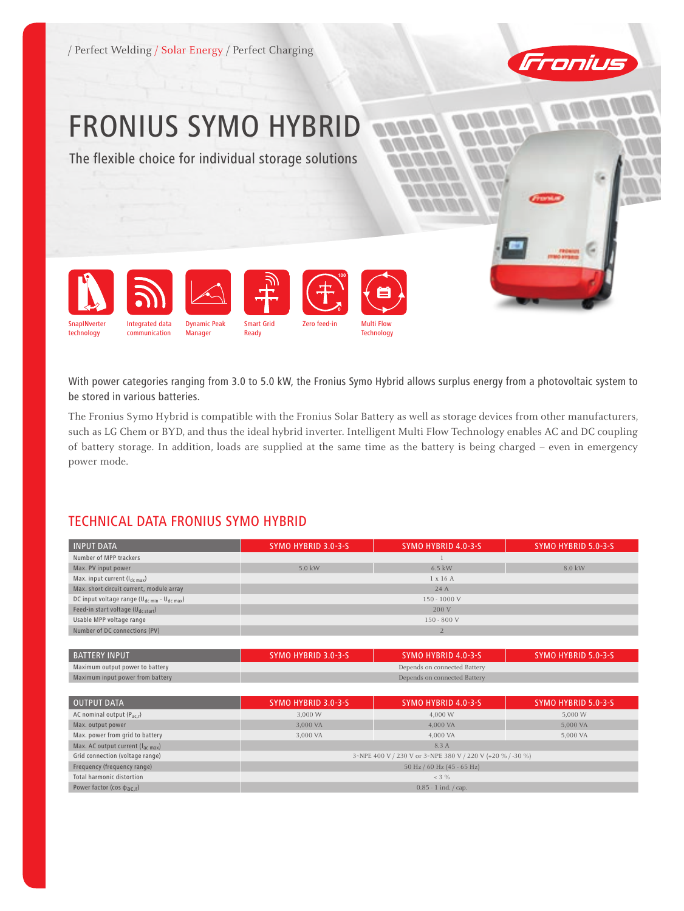/ Perfect Welding / Solar Energy / Perfect Charging

# FRONIUS SYMO HYBRID

The flexible choice for individual storage solutions

SnapINverter technology | Integrated data communication | Dynamic Peak Manager | Smart Grid Ready | Zero feed-in | Multi Flow Technology

With power categories ranging from 3.0 to 5.0 kW, the Fronius Symo Hybrid allows surplus energy from a photovoltaic system to be stored in various batteries.

The Fronius Symo Hybrid is compatible with the Fronius Solar Battery as well as storage devices from other manufacturers, such as LG Chem or BYD, and thus the ideal hybrid inverter. Intelligent Multi Flow Technology enables AC and DC coupling of battery storage. In addition, loads are supplied at the same time as the battery is being charged – even in emergency power mode.

## TECHNICAL DATA FRONIUS SYMO HYBRID

| INPUT DATA | SYMO HYBRID 3.0-3-S | SYMO HYBRID 4.0-3-S | SYMO HYBRID 5.0-3-S |
|---|---|---|---|
| Number of MPP trackers | | 1 | |
| Max. PV input power | 5.0 kW | 6.5 kW | 8.0 kW |
| Max. input current ($I_{dc\ max}$) | | 1 x 16 A | |
| Max. short circuit current, module array | | 24 A | |
| DC input voltage range ($U_{dc\ min}$ - $U_{dc\ max}$) | | 150 - 1000 V | |
| Feed-in start voltage ($U_{dc\ start}$) | | 200 V | |
| Usable MPP voltage range | | 150 - 800 V | |
| Number of DC connections (PV) | | 2 | |

| BATTERY INPUT | SYMO HYBRID 3.0-3-S | SYMO HYBRID 4.0-3-S | SYMO HYBRID 5.0-3-S |
|---|---|---|---|
| Maximum output power to battery | | Depends on connected Battery | |
| Maximum input power from battery | | Depends on connected Battery | |

| OUTPUT DATA | SYMO HYBRID 3.0-3-S | SYMO HYBRID 4.0-3-S | SYMO HYBRID 5.0-3-S |
|---|---|---|---|
| AC nominal output ($P_{ac,r}$) | 3,000 W | 4,000 W | 5,000 W |
| Max. output power | 3,000 VA | 4,000 VA | 5,000 VA |
| Max. power from grid to battery | 3,000 VA | 4,000 VA | 5,000 VA |
| Max. AC output current ($I_{ac\ max}$) | | 8.3 A | |
| Grid connection (voltage range) | | 3-NPE 400 V / 230 V or 3-NPE 380 V / 220 V (+20 % / -30 %) | |
| Frequency (frequency range) | | 50 Hz / 60 Hz (45 - 65 Hz) | |
| Total harmonic distortion | | < 3 % | |
| Power factor (cos $\phi_{ac,r}$) | | 0.85 - 1 ind. / cap. | |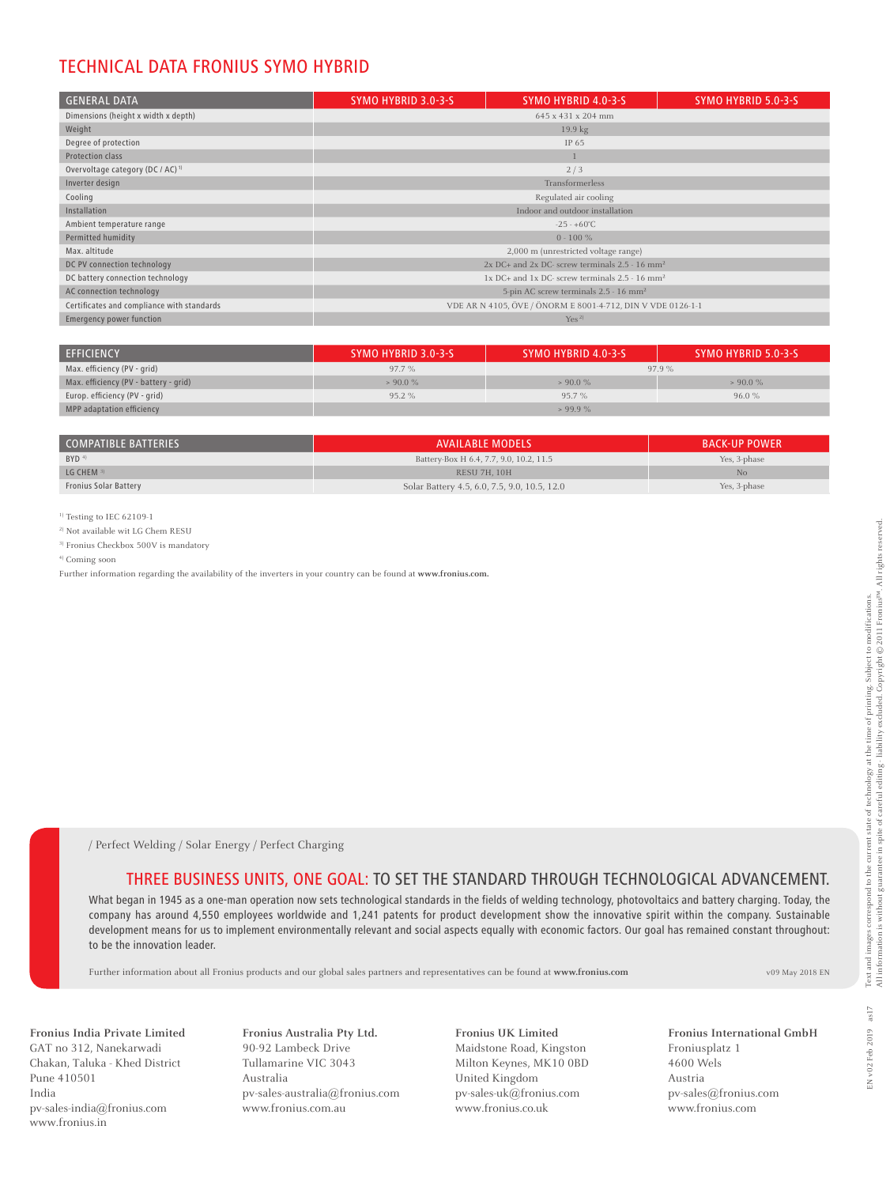# TECHNICAL DATA FRONIUS SYMO HYBRID

| GENERAL DATA | SYMO HYBRID 3.0-3-S | SYMO HYBRID 4.0-3-S | SYMO HYBRID 5.0-3-S |
|---|---|---|---|
| Dimensions (height x width x depth) | 645 x 431 x 204 mm | | |
| Weight | 19.9 kg | | |
| Degree of protection | IP 65 | | |
| Protection class | 1 | | |
| Overvoltage category (DC / AC) [1] | 2 / 3 | | |
| Inverter design | Transformerless | | |
| Cooling | Regulated air cooling | | |
| Installation | Indoor and outdoor installation | | |
| Ambient temperature range | -25 - +60°C | | |
| Permitted humidity | 0 - 100 % | | |
| Max. altitude | 2,000 m (unrestricted voltage range) | | |
| DC PV connection technology | 2x DC+ and 2x DC- screw terminals 2.5 - 16 mm² | | |
| DC battery connection technology | 1x DC+ and 1x DC- screw terminals 2.5 - 16 mm² | | |
| AC connection technology | 5-pin AC screw terminals 2.5 - 16 mm² | | |
| Certificates and compliance with standards | VDE AR N 4105, ÖVE / ÖNORM E 8001-4-712, DIN V VDE 0126-1-1 | | |
| Emergency power function | Yes [2] | | |

| EFFICIENCY | SYMO HYBRID 3.0-3-S | SYMO HYBRID 4.0-3-S | SYMO HYBRID 5.0-3-S |
|---|---|---|---|
| Max. efficiency (PV - grid) | 97.7 % | 97.9 % | |
| Max. efficiency (PV - battery - grid) | > 90.0 % | > 90.0 % | > 90.0 % |
| Europ. efficiency (PV - grid) | 95.2 % | 95.7 % | 96.0 % |
| MPP adaptation efficiency | > 99.9 % | | |

| COMPATIBLE BATTERIES | AVAILABLE MODELS | BACK-UP POWER |
|---|---|---|
| BYD [4] | Battery-Box H 6.4, 7.7, 9.0, 10.2, 11.5 | Yes, 3-phase |
| LG CHEM [3] | RESU 7H, 10H | No |
| Fronius Solar Battery | Solar Battery 4.5, 6.0, 7.5, 9.0, 10.5, 12.0 | Yes, 3-phase |

[1] Testing to IEC 62109-1

[2] Not available wit LG Chem RESU

[3] Fronius Checkbox 500V is mandatory

[4] Coming soon

Further information regarding the availability of the inverters in your country can be found at **www.fronius.com.**

/ Perfect Welding / Solar Energy / Perfect Charging

## THREE BUSINESS UNITS, ONE GOAL: TO SET THE STANDARD THROUGH TECHNOLOGICAL ADVANCEMENT.

What began in 1945 as a one-man operation now sets technological standards in the fields of welding technology, photovoltaics and battery charging. Today, the company has around 4,550 employees worldwide and 1,241 patents for product development show the innovative spirit within the company. Sustainable development means for us to implement environmentally relevant and social aspects equally with economic factors. Our goal has remained constant throughout: to be the innovation leader.

Further information about all Fronius products and our global sales partners and representatives can be found at **www.fronius.com**

v09 May 2018 EN

Text and images correspond to the current state of technology at the time of printing. Subject to modifications.
All information is without guarantee in spite of careful editing - liability excluded. Copyright © 2011 Fronius™. All rights reserved.

EN v02 Feb 2019 as17

**Fronius India Private Limited**
GAT no 312, Nanekarwadi
Chakan, Taluka - Khed District
Pune 410501
India
pv-sales-india@fronius.com
www.fronius.in

**Fronius Australia Pty Ltd.**
90-92 Lambeck Drive
Tullamarine VIC 3043
Australia
pv-sales-australia@fronius.com
www.fronius.com.au

**Fronius UK Limited**
Maidstone Road, Kingston
Milton Keynes, MK10 0BD
United Kingdom
pv-sales-uk@fronius.com
www.fronius.co.uk

**Fronius International GmbH**
Froniusplatz 1
4600 Wels
Austria
pv-sales@fronius.com
www.fronius.com